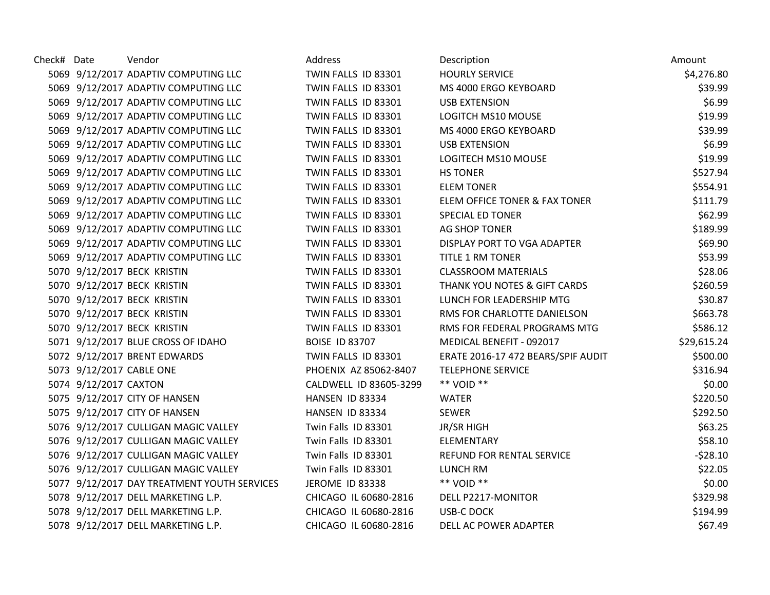| Check# | Date | Vendor | Address | Description | Amount |
|---|---|---|---|---|---|
| 5069 | 9/12/2017 | ADAPTIV COMPUTING LLC | TWIN FALLS ID 83301 | HOURLY SERVICE | $4,276.80 |
| 5069 | 9/12/2017 | ADAPTIV COMPUTING LLC | TWIN FALLS ID 83301 | MS 4000 ERGO KEYBOARD | $39.99 |
| 5069 | 9/12/2017 | ADAPTIV COMPUTING LLC | TWIN FALLS ID 83301 | USB EXTENSION | $6.99 |
| 5069 | 9/12/2017 | ADAPTIV COMPUTING LLC | TWIN FALLS ID 83301 | LOGITCH MS10 MOUSE | $19.99 |
| 5069 | 9/12/2017 | ADAPTIV COMPUTING LLC | TWIN FALLS ID 83301 | MS 4000 ERGO KEYBOARD | $39.99 |
| 5069 | 9/12/2017 | ADAPTIV COMPUTING LLC | TWIN FALLS ID 83301 | USB EXTENSION | $6.99 |
| 5069 | 9/12/2017 | ADAPTIV COMPUTING LLC | TWIN FALLS ID 83301 | LOGITECH MS10 MOUSE | $19.99 |
| 5069 | 9/12/2017 | ADAPTIV COMPUTING LLC | TWIN FALLS ID 83301 | HS TONER | $527.94 |
| 5069 | 9/12/2017 | ADAPTIV COMPUTING LLC | TWIN FALLS ID 83301 | ELEM TONER | $554.91 |
| 5069 | 9/12/2017 | ADAPTIV COMPUTING LLC | TWIN FALLS ID 83301 | ELEM OFFICE TONER & FAX TONER | $111.79 |
| 5069 | 9/12/2017 | ADAPTIV COMPUTING LLC | TWIN FALLS ID 83301 | SPECIAL ED TONER | $62.99 |
| 5069 | 9/12/2017 | ADAPTIV COMPUTING LLC | TWIN FALLS ID 83301 | AG SHOP TONER | $189.99 |
| 5069 | 9/12/2017 | ADAPTIV COMPUTING LLC | TWIN FALLS ID 83301 | DISPLAY PORT TO VGA ADAPTER | $69.90 |
| 5069 | 9/12/2017 | ADAPTIV COMPUTING LLC | TWIN FALLS ID 83301 | TITLE 1 RM TONER | $53.99 |
| 5070 | 9/12/2017 | BECK KRISTIN | TWIN FALLS ID 83301 | CLASSROOM MATERIALS | $28.06 |
| 5070 | 9/12/2017 | BECK KRISTIN | TWIN FALLS ID 83301 | THANK YOU NOTES & GIFT CARDS | $260.59 |
| 5070 | 9/12/2017 | BECK KRISTIN | TWIN FALLS ID 83301 | LUNCH FOR LEADERSHIP MTG | $30.87 |
| 5070 | 9/12/2017 | BECK KRISTIN | TWIN FALLS ID 83301 | RMS FOR CHARLOTTE DANIELSON | $663.78 |
| 5070 | 9/12/2017 | BECK KRISTIN | TWIN FALLS ID 83301 | RMS FOR FEDERAL PROGRAMS MTG | $586.12 |
| 5071 | 9/12/2017 | BLUE CROSS OF IDAHO | BOISE ID 83707 | MEDICAL BENEFIT - 092017 | $29,615.24 |
| 5072 | 9/12/2017 | BRENT EDWARDS | TWIN FALLS ID 83301 | ERATE 2016-17 472 BEARS/SPIF AUDIT | $500.00 |
| 5073 | 9/12/2017 | CABLE ONE | PHOENIX AZ 85062-8407 | TELEPHONE SERVICE | $316.94 |
| 5074 | 9/12/2017 | CAXTON | CALDWELL ID 83605-3299 | ** VOID ** | $0.00 |
| 5075 | 9/12/2017 | CITY OF HANSEN | HANSEN ID 83334 | WATER | $220.50 |
| 5075 | 9/12/2017 | CITY OF HANSEN | HANSEN ID 83334 | SEWER | $292.50 |
| 5076 | 9/12/2017 | CULLIGAN MAGIC VALLEY | Twin Falls ID 83301 | JR/SR HIGH | $63.25 |
| 5076 | 9/12/2017 | CULLIGAN MAGIC VALLEY | Twin Falls ID 83301 | ELEMENTARY | $58.10 |
| 5076 | 9/12/2017 | CULLIGAN MAGIC VALLEY | Twin Falls ID 83301 | REFUND FOR RENTAL SERVICE | -$28.10 |
| 5076 | 9/12/2017 | CULLIGAN MAGIC VALLEY | Twin Falls ID 83301 | LUNCH RM | $22.05 |
| 5077 | 9/12/2017 | DAY TREATMENT YOUTH SERVICES | JEROME ID 83338 | ** VOID ** | $0.00 |
| 5078 | 9/12/2017 | DELL MARKETING L.P. | CHICAGO IL 60680-2816 | DELL P2217-MONITOR | $329.98 |
| 5078 | 9/12/2017 | DELL MARKETING L.P. | CHICAGO IL 60680-2816 | USB-C DOCK | $194.99 |
| 5078 | 9/12/2017 | DELL MARKETING L.P. | CHICAGO IL 60680-2816 | DELL AC POWER ADAPTER | $67.49 |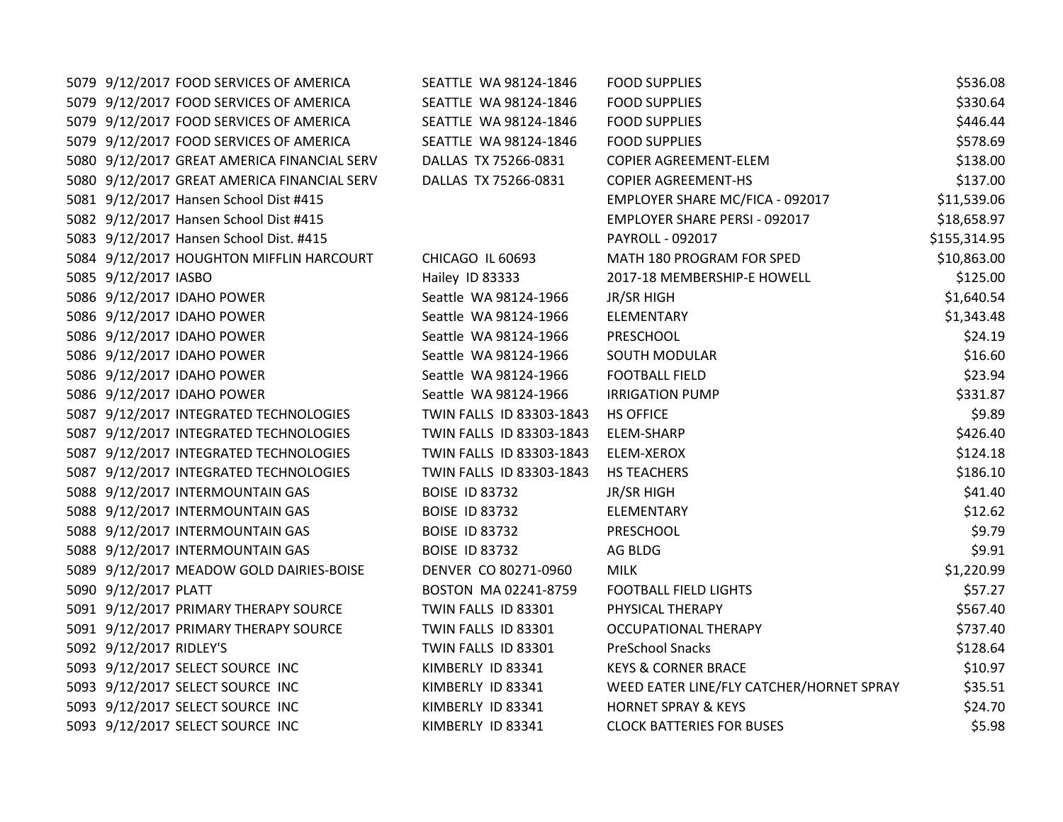| | | | | | |
|---|---|---|---|---|---|
| 5079 | 9/12/2017 | FOOD SERVICES OF AMERICA | SEATTLE WA 98124-1846 | FOOD SUPPLIES | $536.08 |
| 5079 | 9/12/2017 | FOOD SERVICES OF AMERICA | SEATTLE WA 98124-1846 | FOOD SUPPLIES | $330.64 |
| 5079 | 9/12/2017 | FOOD SERVICES OF AMERICA | SEATTLE WA 98124-1846 | FOOD SUPPLIES | $446.44 |
| 5079 | 9/12/2017 | FOOD SERVICES OF AMERICA | SEATTLE WA 98124-1846 | FOOD SUPPLIES | $578.69 |
| 5080 | 9/12/2017 | GREAT AMERICA FINANCIAL SERV | DALLAS TX 75266-0831 | COPIER AGREEMENT-ELEM | $138.00 |
| 5080 | 9/12/2017 | GREAT AMERICA FINANCIAL SERV | DALLAS TX 75266-0831 | COPIER AGREEMENT-HS | $137.00 |
| 5081 | 9/12/2017 | Hansen School Dist #415 | | EMPLOYER SHARE MC/FICA - 092017 | $11,539.06 |
| 5082 | 9/12/2017 | Hansen School Dist #415 | | EMPLOYER SHARE PERSI - 092017 | $18,658.97 |
| 5083 | 9/12/2017 | Hansen School Dist. #415 | | PAYROLL - 092017 | $155,314.95 |
| 5084 | 9/12/2017 | HOUGHTON MIFFLIN HARCOURT | CHICAGO IL 60693 | MATH 180 PROGRAM FOR SPED | $10,863.00 |
| 5085 | 9/12/2017 | IASBO | Hailey ID 83333 | 2017-18 MEMBERSHIP-E HOWELL | $125.00 |
| 5086 | 9/12/2017 | IDAHO POWER | Seattle WA 98124-1966 | JR/SR HIGH | $1,640.54 |
| 5086 | 9/12/2017 | IDAHO POWER | Seattle WA 98124-1966 | ELEMENTARY | $1,343.48 |
| 5086 | 9/12/2017 | IDAHO POWER | Seattle WA 98124-1966 | PRESCHOOL | $24.19 |
| 5086 | 9/12/2017 | IDAHO POWER | Seattle WA 98124-1966 | SOUTH MODULAR | $16.60 |
| 5086 | 9/12/2017 | IDAHO POWER | Seattle WA 98124-1966 | FOOTBALL FIELD | $23.94 |
| 5086 | 9/12/2017 | IDAHO POWER | Seattle WA 98124-1966 | IRRIGATION PUMP | $331.87 |
| 5087 | 9/12/2017 | INTEGRATED TECHNOLOGIES | TWIN FALLS ID 83303-1843 | HS OFFICE | $9.89 |
| 5087 | 9/12/2017 | INTEGRATED TECHNOLOGIES | TWIN FALLS ID 83303-1843 | ELEM-SHARP | $426.40 |
| 5087 | 9/12/2017 | INTEGRATED TECHNOLOGIES | TWIN FALLS ID 83303-1843 | ELEM-XEROX | $124.18 |
| 5087 | 9/12/2017 | INTEGRATED TECHNOLOGIES | TWIN FALLS ID 83303-1843 | HS TEACHERS | $186.10 |
| 5088 | 9/12/2017 | INTERMOUNTAIN GAS | BOISE ID 83732 | JR/SR HIGH | $41.40 |
| 5088 | 9/12/2017 | INTERMOUNTAIN GAS | BOISE ID 83732 | ELEMENTARY | $12.62 |
| 5088 | 9/12/2017 | INTERMOUNTAIN GAS | BOISE ID 83732 | PRESCHOOL | $9.79 |
| 5088 | 9/12/2017 | INTERMOUNTAIN GAS | BOISE ID 83732 | AG BLDG | $9.91 |
| 5089 | 9/12/2017 | MEADOW GOLD DAIRIES-BOISE | DENVER CO 80271-0960 | MILK | $1,220.99 |
| 5090 | 9/12/2017 | PLATT | BOSTON MA 02241-8759 | FOOTBALL FIELD LIGHTS | $57.27 |
| 5091 | 9/12/2017 | PRIMARY THERAPY SOURCE | TWIN FALLS ID 83301 | PHYSICAL THERAPY | $567.40 |
| 5091 | 9/12/2017 | PRIMARY THERAPY SOURCE | TWIN FALLS ID 83301 | OCCUPATIONAL THERAPY | $737.40 |
| 5092 | 9/12/2017 | RIDLEY'S | TWIN FALLS ID 83301 | PreSchool Snacks | $128.64 |
| 5093 | 9/12/2017 | SELECT SOURCE INC | KIMBERLY ID 83341 | KEYS & CORNER BRACE | $10.97 |
| 5093 | 9/12/2017 | SELECT SOURCE INC | KIMBERLY ID 83341 | WEED EATER LINE/FLY CATCHER/HORNET SPRAY | $35.51 |
| 5093 | 9/12/2017 | SELECT SOURCE INC | KIMBERLY ID 83341 | HORNET SPRAY & KEYS | $24.70 |
| 5093 | 9/12/2017 | SELECT SOURCE INC | KIMBERLY ID 83341 | CLOCK BATTERIES FOR BUSES | $5.98 |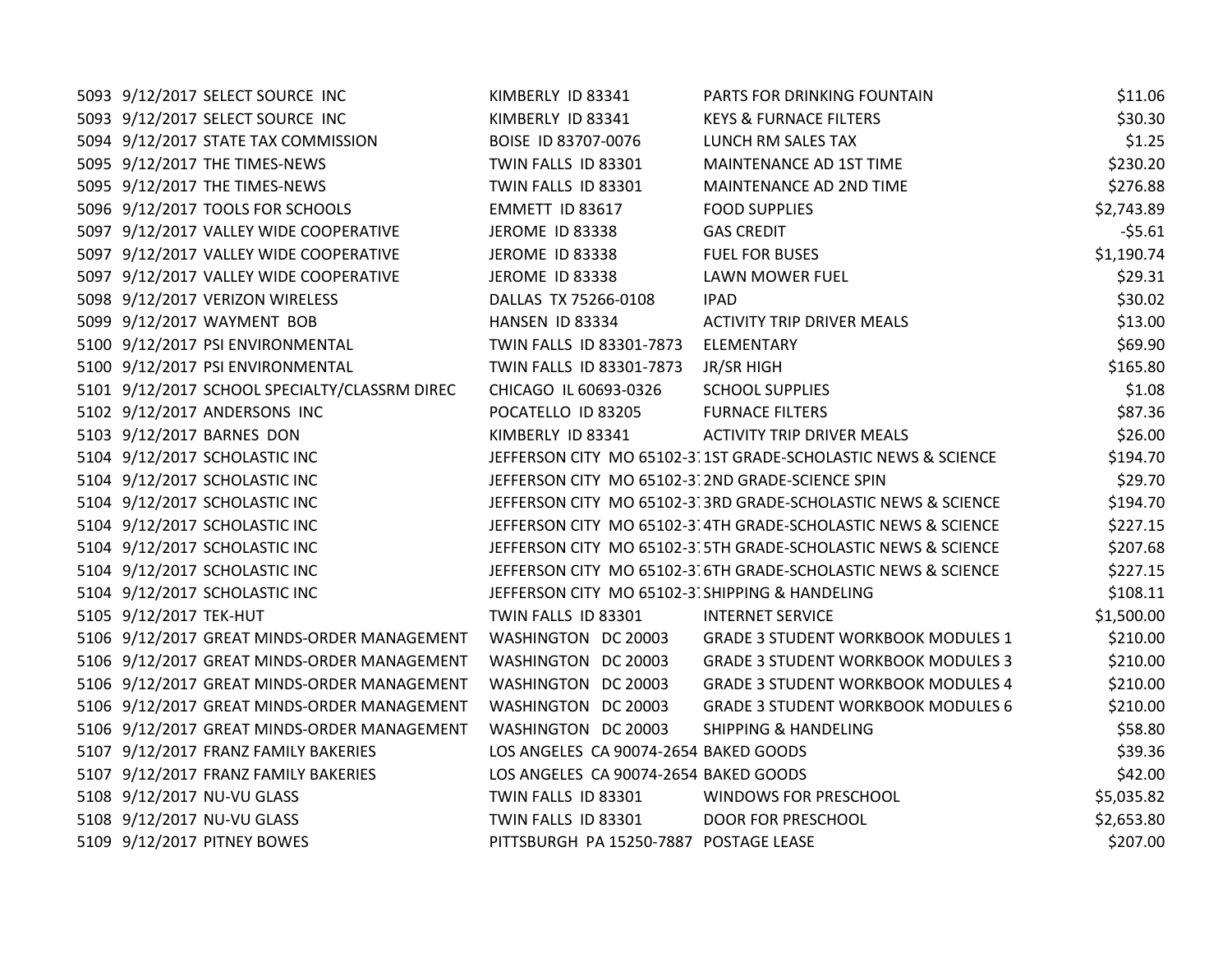| | | | | | |
|---|---|---|---|---|---|
| 5093 | 9/12/2017 | SELECT SOURCE INC | KIMBERLY ID 83341 | PARTS FOR DRINKING FOUNTAIN | $11.06 |
| 5093 | 9/12/2017 | SELECT SOURCE INC | KIMBERLY ID 83341 | KEYS & FURNACE FILTERS | $30.30 |
| 5094 | 9/12/2017 | STATE TAX COMMISSION | BOISE ID 83707-0076 | LUNCH RM SALES TAX | $1.25 |
| 5095 | 9/12/2017 | THE TIMES-NEWS | TWIN FALLS ID 83301 | MAINTENANCE AD 1ST TIME | $230.20 |
| 5095 | 9/12/2017 | THE TIMES-NEWS | TWIN FALLS ID 83301 | MAINTENANCE AD 2ND TIME | $276.88 |
| 5096 | 9/12/2017 | TOOLS FOR SCHOOLS | EMMETT ID 83617 | FOOD SUPPLIES | $2,743.89 |
| 5097 | 9/12/2017 | VALLEY WIDE COOPERATIVE | JEROME ID 83338 | GAS CREDIT | -$5.61 |
| 5097 | 9/12/2017 | VALLEY WIDE COOPERATIVE | JEROME ID 83338 | FUEL FOR BUSES | $1,190.74 |
| 5097 | 9/12/2017 | VALLEY WIDE COOPERATIVE | JEROME ID 83338 | LAWN MOWER FUEL | $29.31 |
| 5098 | 9/12/2017 | VERIZON WIRELESS | DALLAS TX 75266-0108 | IPAD | $30.02 |
| 5099 | 9/12/2017 | WAYMENT BOB | HANSEN ID 83334 | ACTIVITY TRIP DRIVER MEALS | $13.00 |
| 5100 | 9/12/2017 | PSI ENVIRONMENTAL | TWIN FALLS ID 83301-7873 | ELEMENTARY | $69.90 |
| 5100 | 9/12/2017 | PSI ENVIRONMENTAL | TWIN FALLS ID 83301-7873 | JR/SR HIGH | $165.80 |
| 5101 | 9/12/2017 | SCHOOL SPECIALTY/CLASSRM DIREC | CHICAGO IL 60693-0326 | SCHOOL SUPPLIES | $1.08 |
| 5102 | 9/12/2017 | ANDERSONS INC | POCATELLO ID 83205 | FURNACE FILTERS | $87.36 |
| 5103 | 9/12/2017 | BARNES DON | KIMBERLY ID 83341 | ACTIVITY TRIP DRIVER MEALS | $26.00 |
| 5104 | 9/12/2017 | SCHOLASTIC INC | JEFFERSON CITY MO 65102-37 | 1ST GRADE-SCHOLASTIC NEWS & SCIENCE | $194.70 |
| 5104 | 9/12/2017 | SCHOLASTIC INC | JEFFERSON CITY MO 65102-37 | 2ND GRADE-SCIENCE SPIN | $29.70 |
| 5104 | 9/12/2017 | SCHOLASTIC INC | JEFFERSON CITY MO 65102-37 | 3RD GRADE-SCHOLASTIC NEWS & SCIENCE | $194.70 |
| 5104 | 9/12/2017 | SCHOLASTIC INC | JEFFERSON CITY MO 65102-37 | 4TH GRADE-SCHOLASTIC NEWS & SCIENCE | $227.15 |
| 5104 | 9/12/2017 | SCHOLASTIC INC | JEFFERSON CITY MO 65102-37 | 5TH GRADE-SCHOLASTIC NEWS & SCIENCE | $207.68 |
| 5104 | 9/12/2017 | SCHOLASTIC INC | JEFFERSON CITY MO 65102-37 | 6TH GRADE-SCHOLASTIC NEWS & SCIENCE | $227.15 |
| 5104 | 9/12/2017 | SCHOLASTIC INC | JEFFERSON CITY MO 65102-37 | SHIPPING & HANDELING | $108.11 |
| 5105 | 9/12/2017 | TEK-HUT | TWIN FALLS ID 83301 | INTERNET SERVICE | $1,500.00 |
| 5106 | 9/12/2017 | GREAT MINDS-ORDER MANAGEMENT | WASHINGTON DC 20003 | GRADE 3 STUDENT WORKBOOK MODULES 1 | $210.00 |
| 5106 | 9/12/2017 | GREAT MINDS-ORDER MANAGEMENT | WASHINGTON DC 20003 | GRADE 3 STUDENT WORKBOOK MODULES 3 | $210.00 |
| 5106 | 9/12/2017 | GREAT MINDS-ORDER MANAGEMENT | WASHINGTON DC 20003 | GRADE 3 STUDENT WORKBOOK MODULES 4 | $210.00 |
| 5106 | 9/12/2017 | GREAT MINDS-ORDER MANAGEMENT | WASHINGTON DC 20003 | GRADE 3 STUDENT WORKBOOK MODULES 6 | $210.00 |
| 5106 | 9/12/2017 | GREAT MINDS-ORDER MANAGEMENT | WASHINGTON DC 20003 | SHIPPING & HANDELING | $58.80 |
| 5107 | 9/12/2017 | FRANZ FAMILY BAKERIES | LOS ANGELES CA 90074-2654 | BAKED GOODS | $39.36 |
| 5107 | 9/12/2017 | FRANZ FAMILY BAKERIES | LOS ANGELES CA 90074-2654 | BAKED GOODS | $42.00 |
| 5108 | 9/12/2017 | NU-VU GLASS | TWIN FALLS ID 83301 | WINDOWS FOR PRESCHOOL | $5,035.82 |
| 5108 | 9/12/2017 | NU-VU GLASS | TWIN FALLS ID 83301 | DOOR FOR PRESCHOOL | $2,653.80 |
| 5109 | 9/12/2017 | PITNEY BOWES | PITTSBURGH PA 15250-7887 | POSTAGE LEASE | $207.00 |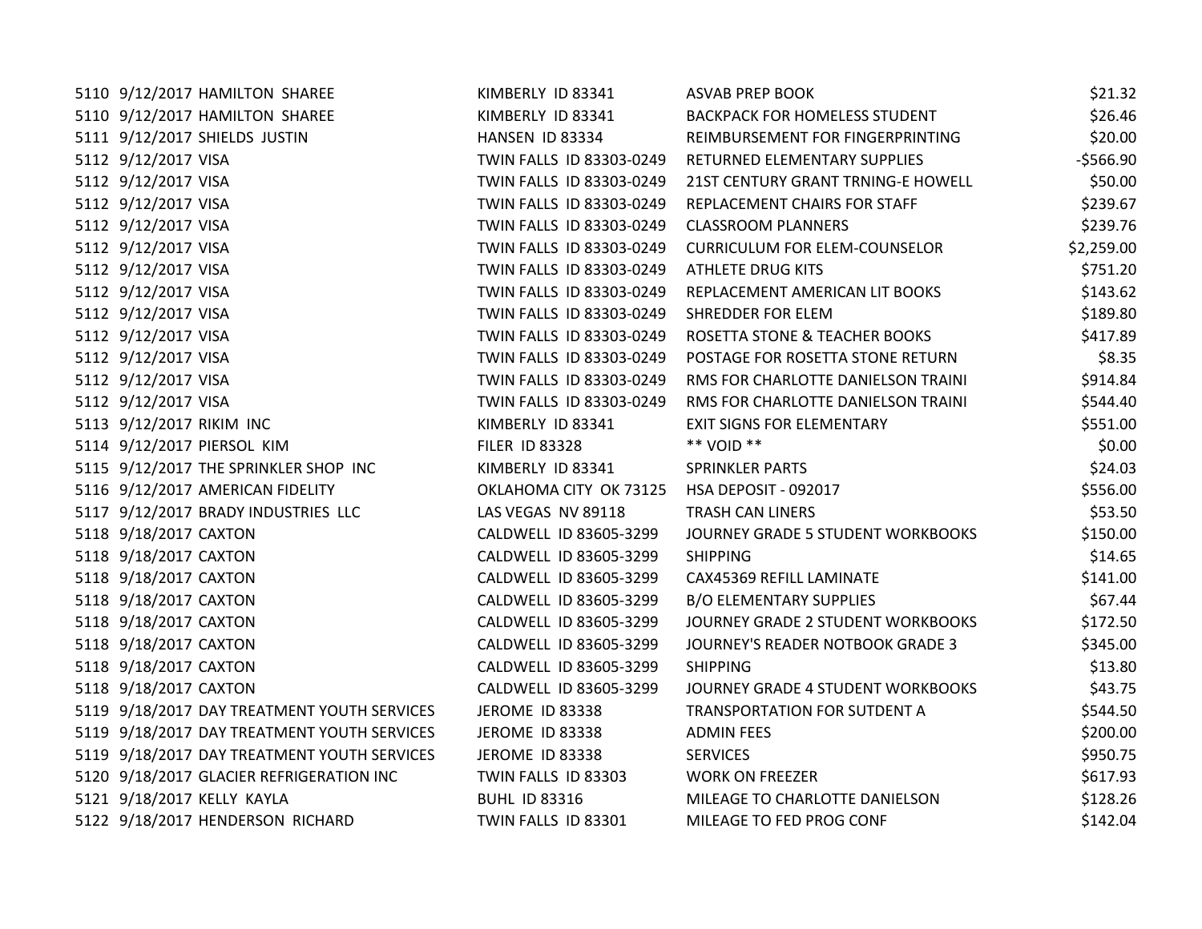| | | | | | |
|---|---|---|---|---|---|
| 5110 | 9/12/2017 | HAMILTON SHAREE | KIMBERLY ID 83341 | ASVAB PREP BOOK | $21.32 |
| 5110 | 9/12/2017 | HAMILTON SHAREE | KIMBERLY ID 83341 | BACKPACK FOR HOMELESS STUDENT | $26.46 |
| 5111 | 9/12/2017 | SHIELDS JUSTIN | HANSEN ID 83334 | REIMBURSEMENT FOR FINGERPRINTING | $20.00 |
| 5112 | 9/12/2017 | VISA | TWIN FALLS ID 83303-0249 | RETURNED ELEMENTARY SUPPLIES | -$566.90 |
| 5112 | 9/12/2017 | VISA | TWIN FALLS ID 83303-0249 | 21ST CENTURY GRANT TRNING-E HOWELL | $50.00 |
| 5112 | 9/12/2017 | VISA | TWIN FALLS ID 83303-0249 | REPLACEMENT CHAIRS FOR STAFF | $239.67 |
| 5112 | 9/12/2017 | VISA | TWIN FALLS ID 83303-0249 | CLASSROOM PLANNERS | $239.76 |
| 5112 | 9/12/2017 | VISA | TWIN FALLS ID 83303-0249 | CURRICULUM FOR ELEM-COUNSELOR | $2,259.00 |
| 5112 | 9/12/2017 | VISA | TWIN FALLS ID 83303-0249 | ATHLETE DRUG KITS | $751.20 |
| 5112 | 9/12/2017 | VISA | TWIN FALLS ID 83303-0249 | REPLACEMENT AMERICAN LIT BOOKS | $143.62 |
| 5112 | 9/12/2017 | VISA | TWIN FALLS ID 83303-0249 | SHREDDER FOR ELEM | $189.80 |
| 5112 | 9/12/2017 | VISA | TWIN FALLS ID 83303-0249 | ROSETTA STONE & TEACHER BOOKS | $417.89 |
| 5112 | 9/12/2017 | VISA | TWIN FALLS ID 83303-0249 | POSTAGE FOR ROSETTA STONE RETURN | $8.35 |
| 5112 | 9/12/2017 | VISA | TWIN FALLS ID 83303-0249 | RMS FOR CHARLOTTE DANIELSON TRAINI | $914.84 |
| 5112 | 9/12/2017 | VISA | TWIN FALLS ID 83303-0249 | RMS FOR CHARLOTTE DANIELSON TRAINI | $544.40 |
| 5113 | 9/12/2017 | RIKIM INC | KIMBERLY ID 83341 | EXIT SIGNS FOR ELEMENTARY | $551.00 |
| 5114 | 9/12/2017 | PIERSOL KIM | FILER ID 83328 | ** VOID ** | $0.00 |
| 5115 | 9/12/2017 | THE SPRINKLER SHOP INC | KIMBERLY ID 83341 | SPRINKLER PARTS | $24.03 |
| 5116 | 9/12/2017 | AMERICAN FIDELITY | OKLAHOMA CITY OK 73125 | HSA DEPOSIT - 092017 | $556.00 |
| 5117 | 9/12/2017 | BRADY INDUSTRIES LLC | LAS VEGAS NV 89118 | TRASH CAN LINERS | $53.50 |
| 5118 | 9/18/2017 | CAXTON | CALDWELL ID 83605-3299 | JOURNEY GRADE 5 STUDENT WORKBOOKS | $150.00 |
| 5118 | 9/18/2017 | CAXTON | CALDWELL ID 83605-3299 | SHIPPING | $14.65 |
| 5118 | 9/18/2017 | CAXTON | CALDWELL ID 83605-3299 | CAX45369 REFILL LAMINATE | $141.00 |
| 5118 | 9/18/2017 | CAXTON | CALDWELL ID 83605-3299 | B/O ELEMENTARY SUPPLIES | $67.44 |
| 5118 | 9/18/2017 | CAXTON | CALDWELL ID 83605-3299 | JOURNEY GRADE 2 STUDENT WORKBOOKS | $172.50 |
| 5118 | 9/18/2017 | CAXTON | CALDWELL ID 83605-3299 | JOURNEY'S READER NOTBOOK GRADE 3 | $345.00 |
| 5118 | 9/18/2017 | CAXTON | CALDWELL ID 83605-3299 | SHIPPING | $13.80 |
| 5118 | 9/18/2017 | CAXTON | CALDWELL ID 83605-3299 | JOURNEY GRADE 4 STUDENT WORKBOOKS | $43.75 |
| 5119 | 9/18/2017 | DAY TREATMENT YOUTH SERVICES | JEROME ID 83338 | TRANSPORTATION FOR SUTDENT A | $544.50 |
| 5119 | 9/18/2017 | DAY TREATMENT YOUTH SERVICES | JEROME ID 83338 | ADMIN FEES | $200.00 |
| 5119 | 9/18/2017 | DAY TREATMENT YOUTH SERVICES | JEROME ID 83338 | SERVICES | $950.75 |
| 5120 | 9/18/2017 | GLACIER REFRIGERATION INC | TWIN FALLS ID 83303 | WORK ON FREEZER | $617.93 |
| 5121 | 9/18/2017 | KELLY KAYLA | BUHL ID 83316 | MILEAGE TO CHARLOTTE DANIELSON | $128.26 |
| 5122 | 9/18/2017 | HENDERSON RICHARD | TWIN FALLS ID 83301 | MILEAGE TO FED PROG CONF | $142.04 |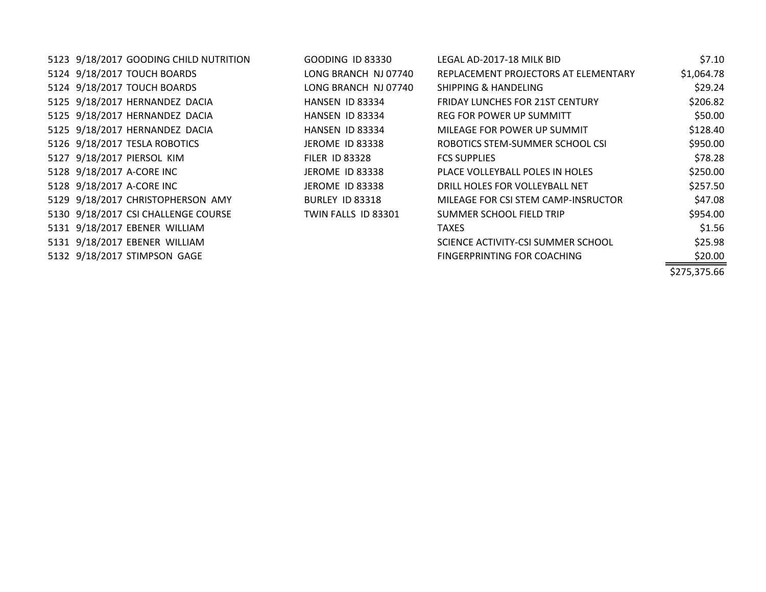| | | | | | |
|---|---|---|---|---|---|
| 5123 | 9/18/2017 | GOODING CHILD NUTRITION | GOODING ID 83330 | LEGAL AD-2017-18 MILK BID | $7.10 |
| 5124 | 9/18/2017 | TOUCH BOARDS | LONG BRANCH NJ 07740 | REPLACEMENT PROJECTORS AT ELEMENTARY | $1,064.78 |
| 5124 | 9/18/2017 | TOUCH BOARDS | LONG BRANCH NJ 07740 | SHIPPING & HANDELING | $29.24 |
| 5125 | 9/18/2017 | HERNANDEZ DACIA | HANSEN ID 83334 | FRIDAY LUNCHES FOR 21ST CENTURY | $206.82 |
| 5125 | 9/18/2017 | HERNANDEZ DACIA | HANSEN ID 83334 | REG FOR POWER UP SUMMITT | $50.00 |
| 5125 | 9/18/2017 | HERNANDEZ DACIA | HANSEN ID 83334 | MILEAGE FOR POWER UP SUMMIT | $128.40 |
| 5126 | 9/18/2017 | TESLA ROBOTICS | JEROME ID 83338 | ROBOTICS STEM-SUMMER SCHOOL CSI | $950.00 |
| 5127 | 9/18/2017 | PIERSOL KIM | FILER ID 83328 | FCS SUPPLIES | $78.28 |
| 5128 | 9/18/2017 | A-CORE INC | JEROME ID 83338 | PLACE VOLLEYBALL POLES IN HOLES | $250.00 |
| 5128 | 9/18/2017 | A-CORE INC | JEROME ID 83338 | DRILL HOLES FOR VOLLEYBALL NET | $257.50 |
| 5129 | 9/18/2017 | CHRISTOPHERSON AMY | BURLEY ID 83318 | MILEAGE FOR CSI STEM CAMP-INSRUCTOR | $47.08 |
| 5130 | 9/18/2017 | CSI CHALLENGE COURSE | TWIN FALLS ID 83301 | SUMMER SCHOOL FIELD TRIP | $954.00 |
| 5131 | 9/18/2017 | EBENER WILLIAM | | TAXES | $1.56 |
| 5131 | 9/18/2017 | EBENER WILLIAM | | SCIENCE ACTIVITY-CSI SUMMER SCHOOL | $25.98 |
| 5132 | 9/18/2017 | STIMPSON GAGE | | FINGERPRINTING FOR COACHING | $20.00 |
| | | | | | $275,375.66 |